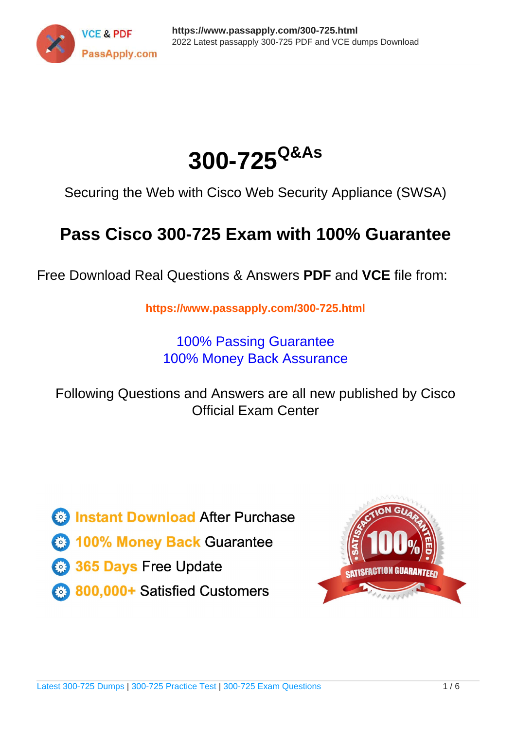# 300-725 Q&As

Securing the Web with Cisco Web Security Appliance (SWSA)

## Pass Cisco 300-725 Exam with 100% Guarantee

Free Download Real Questions & Answers **PDF** and **VCE** file from:

**https://www.passapply.com/300-725.html**

100% Passing Guarantee
100% Money Back Assurance

Following Questions and Answers are all new published by Cisco Official Exam Center

- **Instant Download** After Purchase
- **100% Money Back** Guarantee
- **365 Days** Free Update
- **800,000+** Satisfied Customers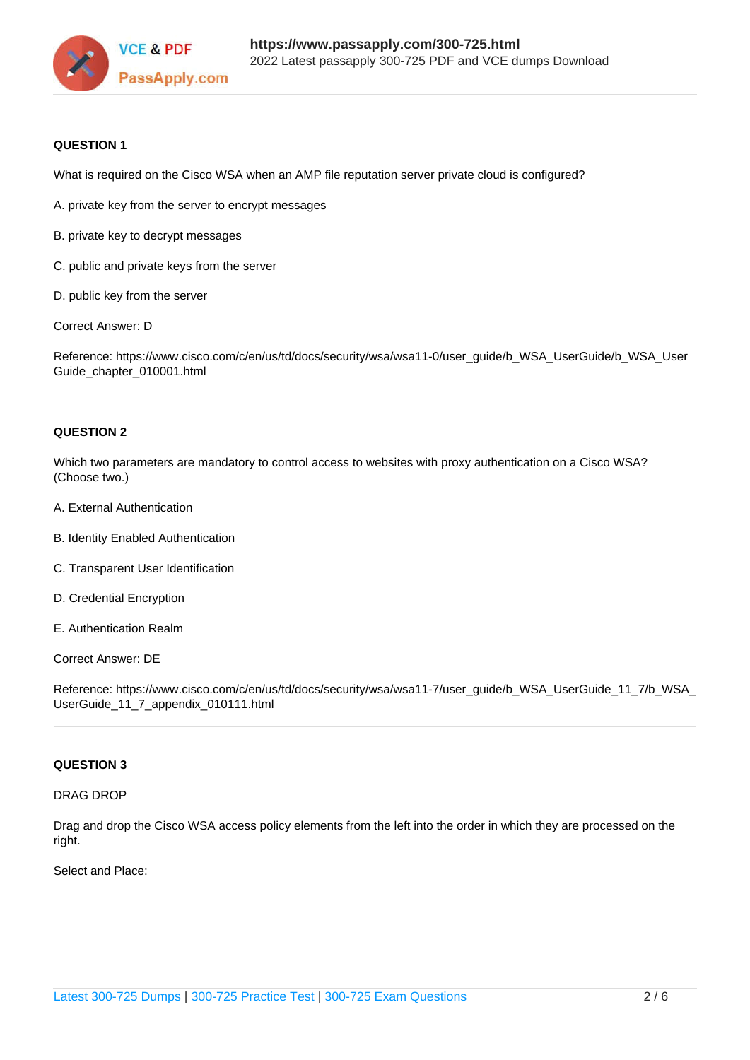**QUESTION 1**

What is required on the Cisco WSA when an AMP file reputation server private cloud is configured?

A. private key from the server to encrypt messages

B. private key to decrypt messages

C. public and private keys from the server

D. public key from the server

Correct Answer: D

Reference: https://www.cisco.com/c/en/us/td/docs/security/wsa/wsa11-0/user_guide/b_WSA_UserGuide/b_WSA_UserGuide_chapter_010001.html

---

**QUESTION 2**

Which two parameters are mandatory to control access to websites with proxy authentication on a Cisco WSA? (Choose two.)

A. External Authentication

B. Identity Enabled Authentication

C. Transparent User Identification

D. Credential Encryption

E. Authentication Realm

Correct Answer: DE

Reference: https://www.cisco.com/c/en/us/td/docs/security/wsa/wsa11-7/user_guide/b_WSA_UserGuide_11_7/b_WSA_UserGuide_11_7_appendix_010111.html

---

**QUESTION 3**

DRAG DROP

Drag and drop the Cisco WSA access policy elements from the left into the order in which they are processed on the right.

Select and Place: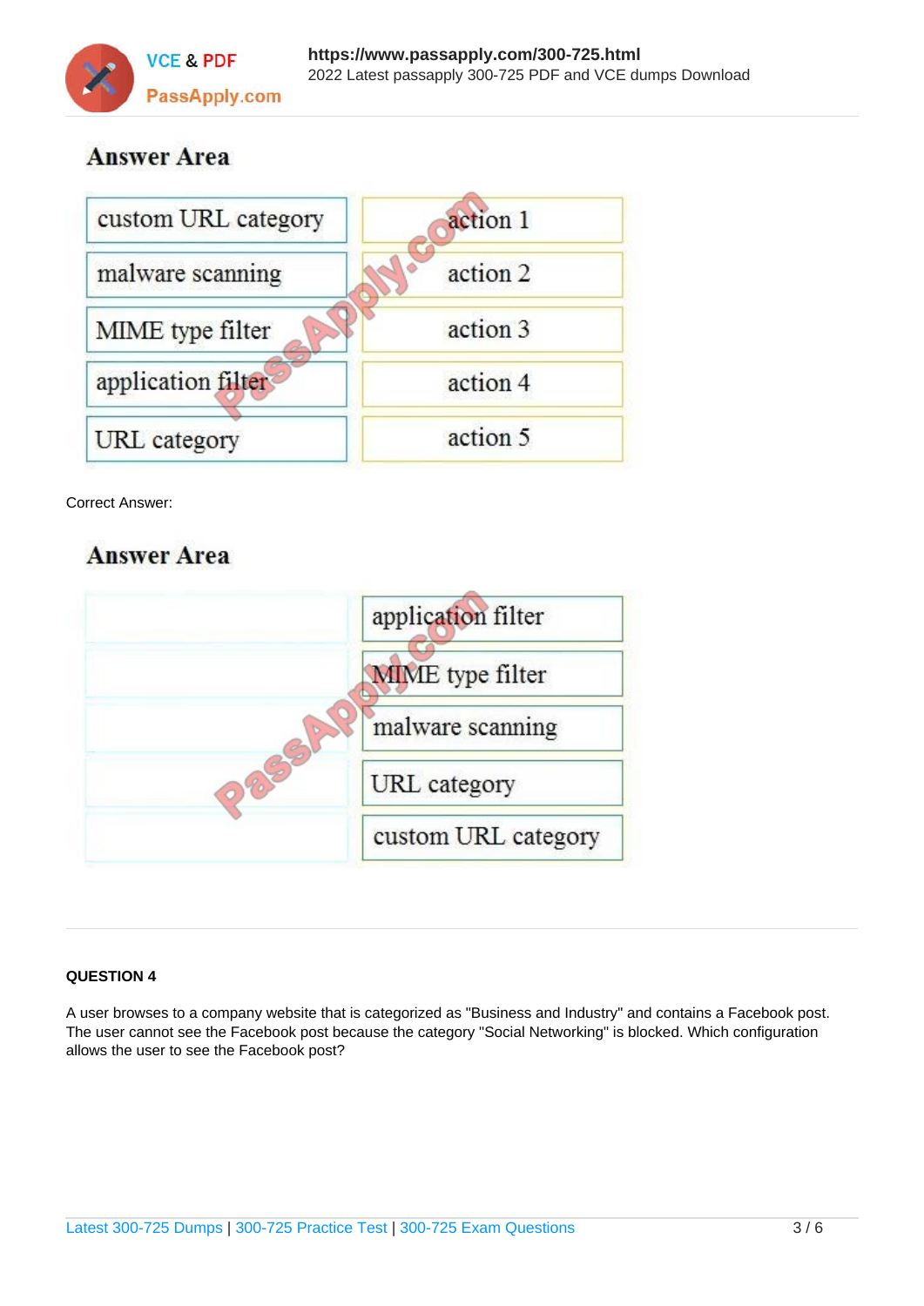## Answer Area

| | |
|---|---|
| custom URL category | action 1 |
| malware scanning | action 2 |
| MIME type filter | action 3 |
| application filter | action 4 |
| URL category | action 5 |

Correct Answer:

## Answer Area

| | |
|---|---|
| | application filter |
| | MIME type filter |
| | malware scanning |
| | URL category |
| | custom URL category |

**QUESTION 4**

A user browses to a company website that is categorized as "Business and Industry" and contains a Facebook post. The user cannot see the Facebook post because the category "Social Networking" is blocked. Which configuration allows the user to see the Facebook post?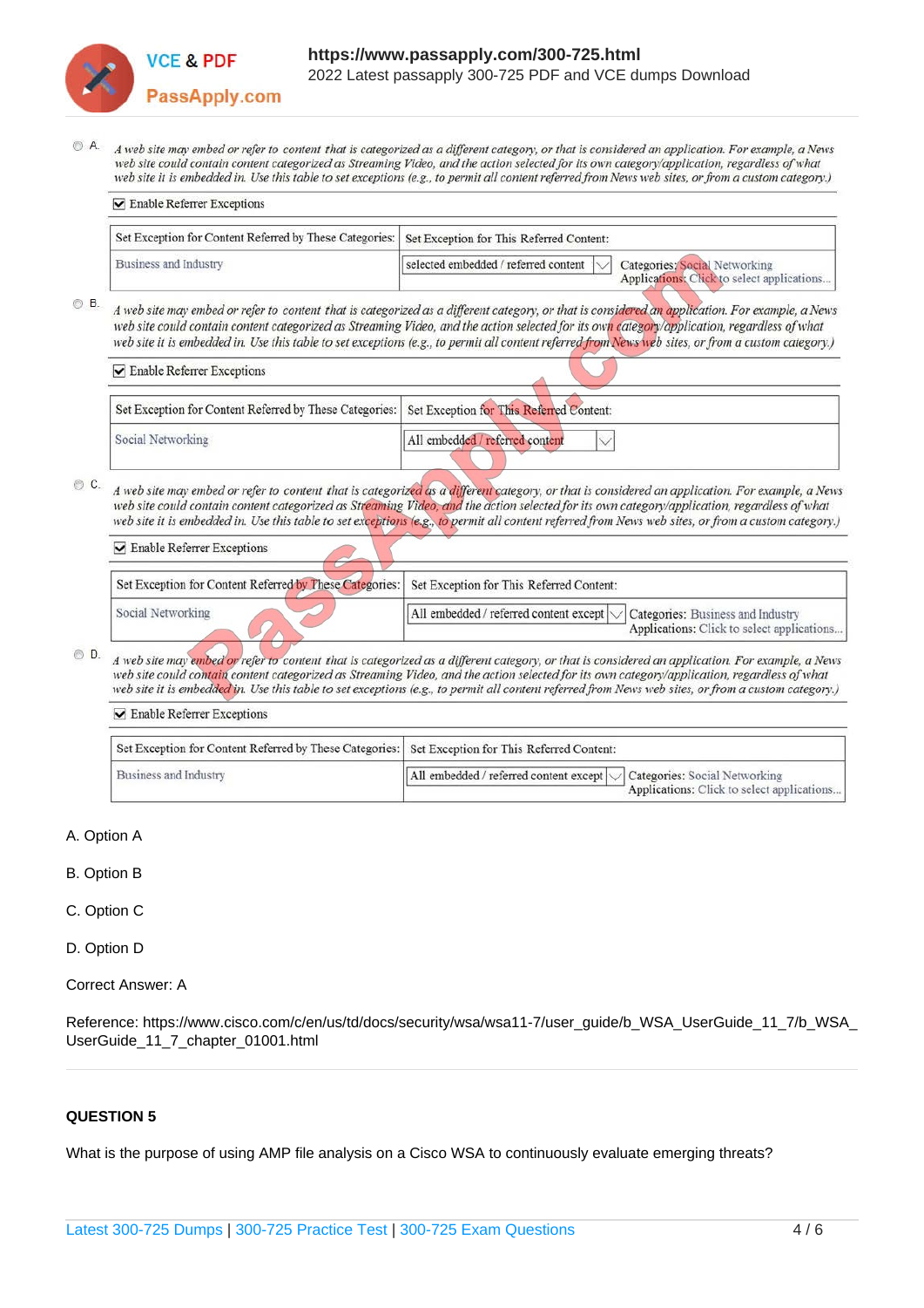- A.

*A web site may embed or refer to content that is categorized as a different category, or that is considered an application. For example, a News web site could contain content categorized as Streaming Video, and the action selected for its own category/application, regardless of what web site it is embedded in. Use this table to set exceptions (e.g., to permit all content referred from News web sites, or from a custom category.)*

☑ Enable Referrer Exceptions

| Set Exception for Content Referred by These Categories: | Set Exception for This Referred Content: | |
|---|---|---|
| Business and Industry | selected embedded / referred content | Categories: Social Networking<br>Applications: Click to select applications... |

- B.

*A web site may embed or refer to content that is categorized as a different category, or that is considered an application. For example, a News web site could contain content categorized as Streaming Video, and the action selected for its own category/application, regardless of what web site it is embedded in. Use this table to set exceptions (e.g., to permit all content referred from News web sites, or from a custom category.)*

☑ Enable Referrer Exceptions

| Set Exception for Content Referred by These Categories: | Set Exception for This Referred Content: |
|---|---|
| Social Networking | All embedded / referred content |

- C.

*A web site may embed or refer to content that is categorized as a different category, or that is considered an application. For example, a News web site could contain content categorized as Streaming Video, and the action selected for its own category/application, regardless of what web site it is embedded in. Use this table to set exceptions (e.g., to permit all content referred from News web sites, or from a custom category.)*

☑ Enable Referrer Exceptions

| Set Exception for Content Referred by These Categories: | Set Exception for This Referred Content: | |
|---|---|---|
| Social Networking | All embedded / referred content except | Categories: Business and Industry<br>Applications: Click to select applications... |

- D.

*A web site may embed or refer to content that is categorized as a different category, or that is considered an application. For example, a News web site could contain content categorized as Streaming Video, and the action selected for its own category/application, regardless of what web site it is embedded in. Use this table to set exceptions (e.g., to permit all content referred from News web sites, or from a custom category.)*

☑ Enable Referrer Exceptions

| Set Exception for Content Referred by These Categories: | Set Exception for This Referred Content: | |
|---|---|---|
| Business and Industry | All embedded / referred content except | Categories: Social Networking<br>Applications: Click to select applications... |

A. Option A

B. Option B

C. Option C

D. Option D

Correct Answer: A

Reference: https://www.cisco.com/c/en/us/td/docs/security/wsa/wsa11-7/user_guide/b_WSA_UserGuide_11_7/b_WSA_UserGuide_11_7_chapter_01001.html

**QUESTION 5**

What is the purpose of using AMP file analysis on a Cisco WSA to continuously evaluate emerging threats?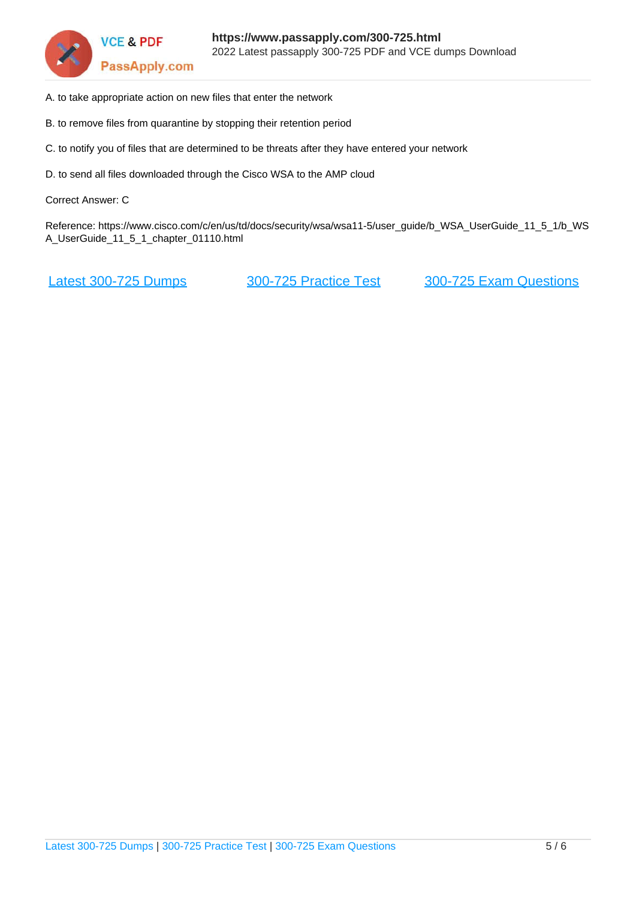A. to take appropriate action on new files that enter the network

B. to remove files from quarantine by stopping their retention period

C. to notify you of files that are determined to be threats after they have entered your network

D. to send all files downloaded through the Cisco WSA to the AMP cloud

Correct Answer: C

Reference: https://www.cisco.com/c/en/us/td/docs/security/wsa/wsa11-5/user_guide/b_WSA_UserGuide_11_5_1/b_WSA_UserGuide_11_5_1_chapter_01110.html

[Latest 300-725 Dumps](https://www.passapply.com/300-725.html) [300-725 Practice Test](https://www.passapply.com/300-725.html) [300-725 Exam Questions](https://www.passapply.com/300-725.html)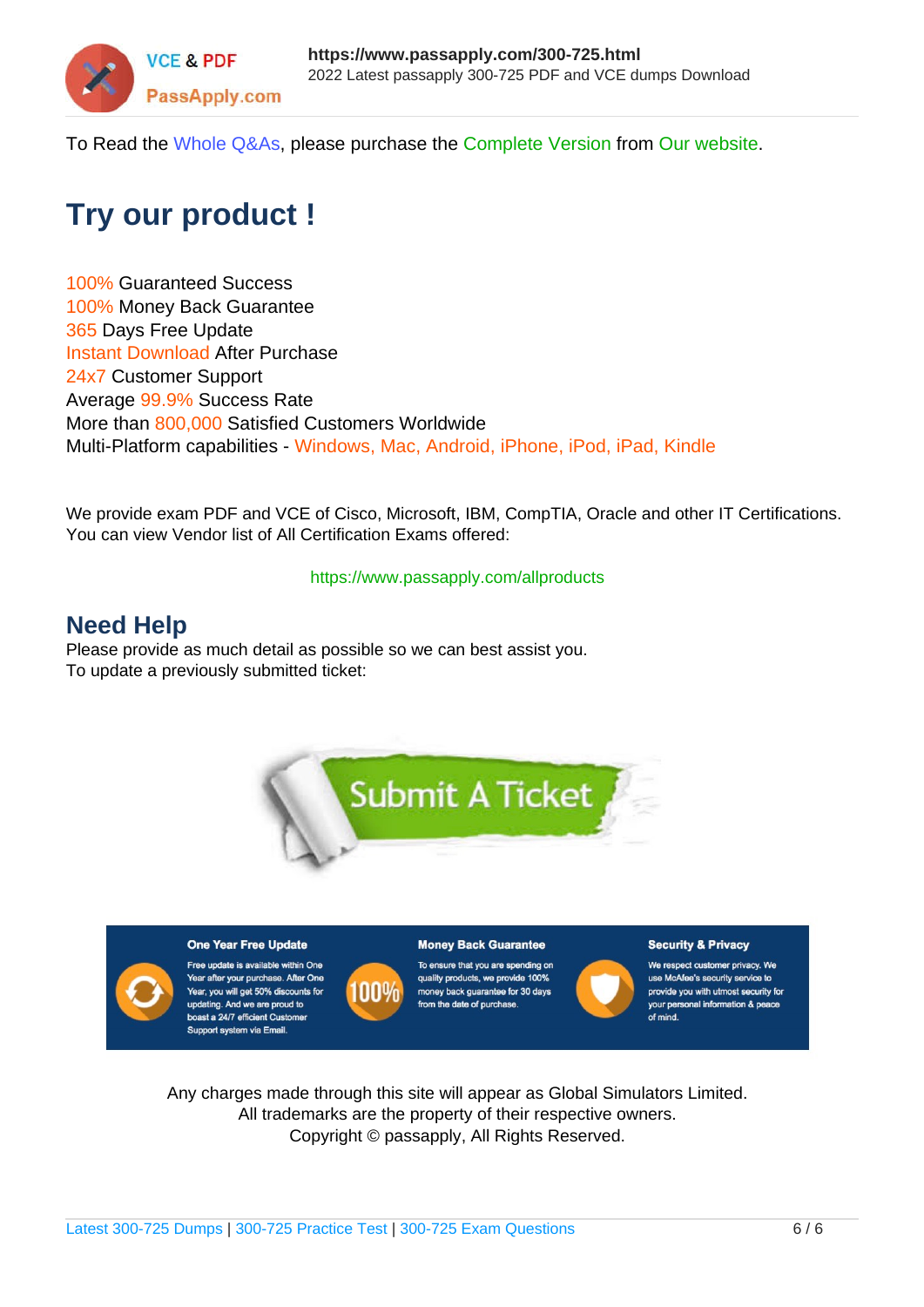To Read the Whole Q&As, please purchase the Complete Version from Our website.

# Try our product !

100% Guaranteed Success
100% Money Back Guarantee
365 Days Free Update
Instant Download After Purchase
24x7 Customer Support
Average 99.9% Success Rate
More than 800,000 Satisfied Customers Worldwide
Multi-Platform capabilities - Windows, Mac, Android, iPhone, iPod, iPad, Kindle

We provide exam PDF and VCE of Cisco, Microsoft, IBM, CompTIA, Oracle and other IT Certifications.
You can view Vendor list of All Certification Exams offered:

https://www.passapply.com/allproducts

## Need Help

Please provide as much detail as possible so we can best assist you.
To update a previously submitted ticket:

Submit A Ticket

**One Year Free Update**
Free update is available within One Year after your purchase. After One Year, you will get 50% discounts for updating. And we are proud to boast a 24/7 efficient Customer Support system via Email.

**Money Back Guarantee**
To ensure that you are spending on quality products, we provide 100% money back guarantee for 30 days from the date of purchase.

**Security & Privacy**
We respect customer privacy. We use McAfee's security service to provide you with utmost security for your personal information & peace of mind.

Any charges made through this site will appear as Global Simulators Limited.
All trademarks are the property of their respective owners.
Copyright © passapply, All Rights Reserved.